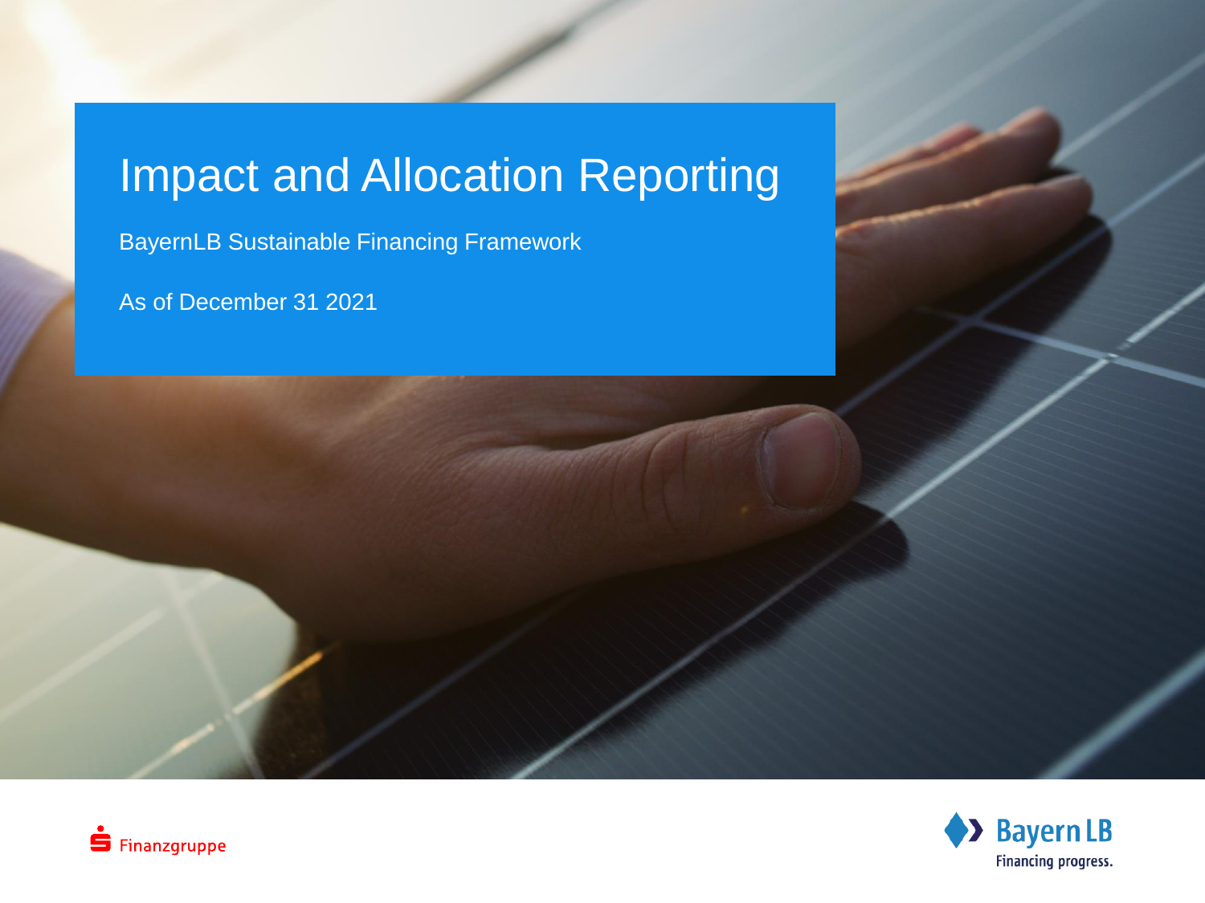# Impact and Allocation Reporting

BayernLB Sustainable Financing Framework

As of December 31 2021

Finanzgruppe

Bayern LB
Financing progress.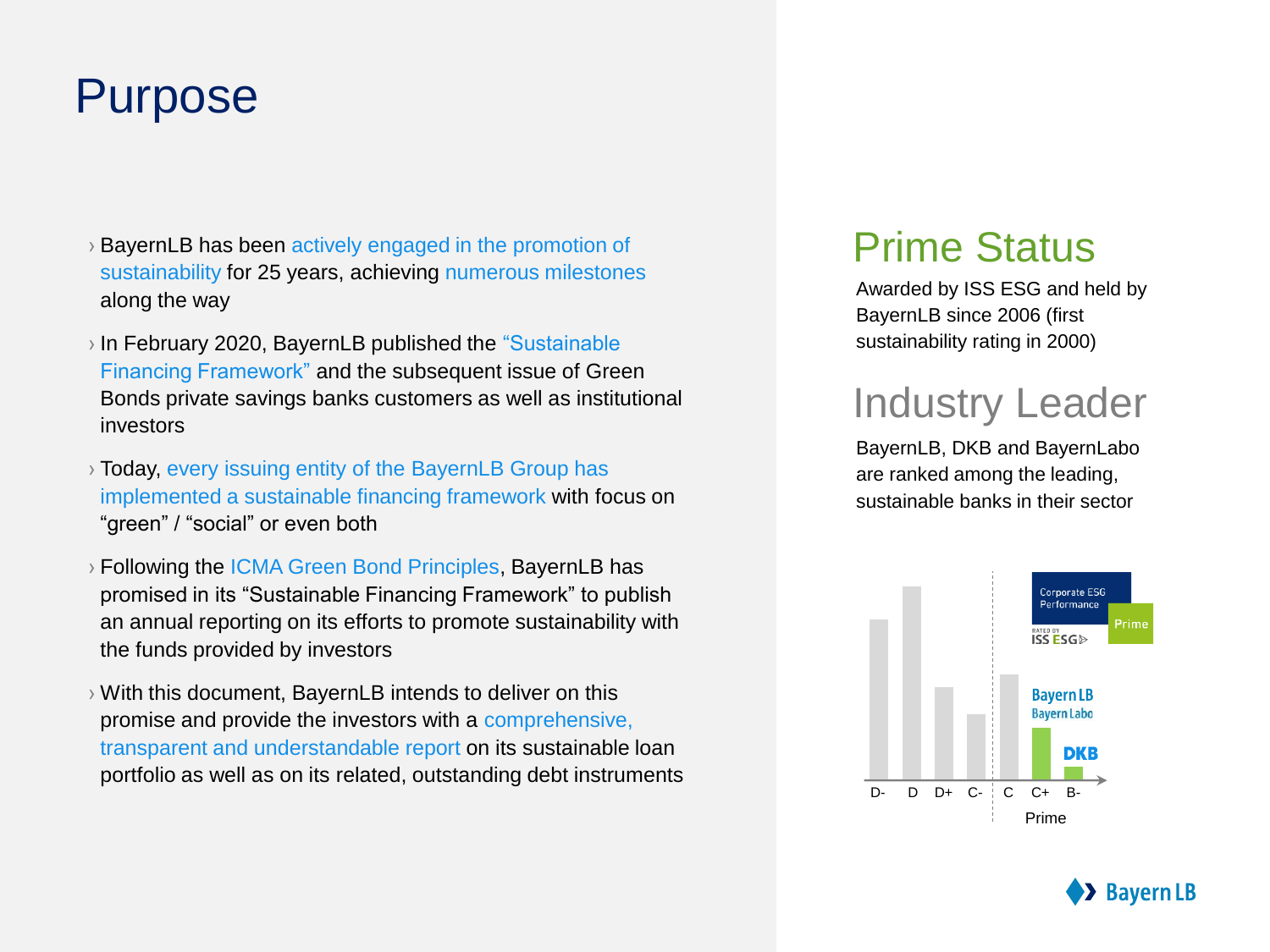# Purpose

- BayernLB has been actively engaged in the promotion of sustainability for 25 years, achieving numerous milestones along the way
- In February 2020, BayernLB published the "Sustainable Financing Framework" and the subsequent issue of Green Bonds private savings banks customers as well as institutional investors
- Today, every issuing entity of the BayernLB Group has implemented a sustainable financing framework with focus on "green" / "social" or even both
- Following the ICMA Green Bond Principles, BayernLB has promised in its "Sustainable Financing Framework" to publish an annual reporting on its efforts to promote sustainability with the funds provided by investors
- With this document, BayernLB intends to deliver on this promise and provide the investors with a comprehensive, transparent and understandable report on its sustainable loan portfolio as well as on its related, outstanding debt instruments

## Prime Status

Awarded by ISS ESG and held by BayernLB since 2006 (first sustainability rating in 2000)

## Industry Leader

BayernLB, DKB and BayernLabo are ranked among the leading, sustainable banks in their sector

Corporate ESG Performance Prime RATED BY ISS ESG

BayernLB BayernLabo DKB

D- D D+ C- C C+ B-

Prime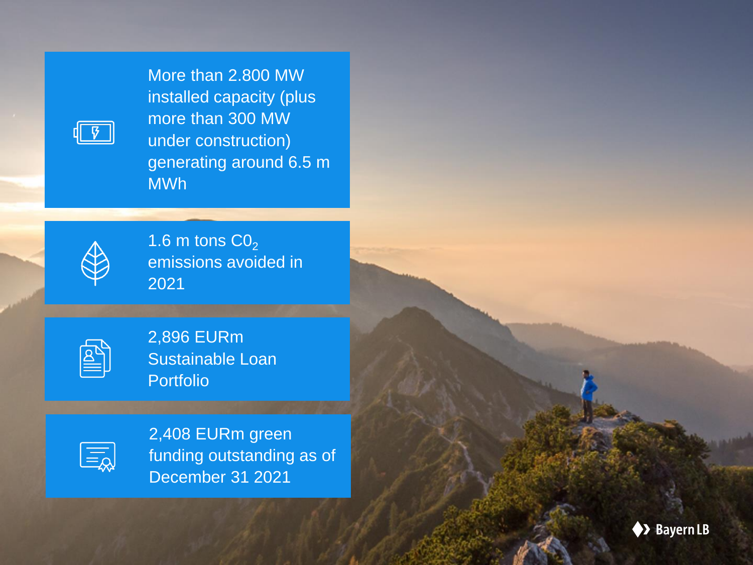More than 2.800 MW installed capacity (plus more than 300 MW under construction) generating around 6.5 m MWh

1.6 m tons $CO_2$ emissions avoided in 2021

2,896 EURm Sustainable Loan Portfolio

2,408 EURm green funding outstanding as of December 31 2021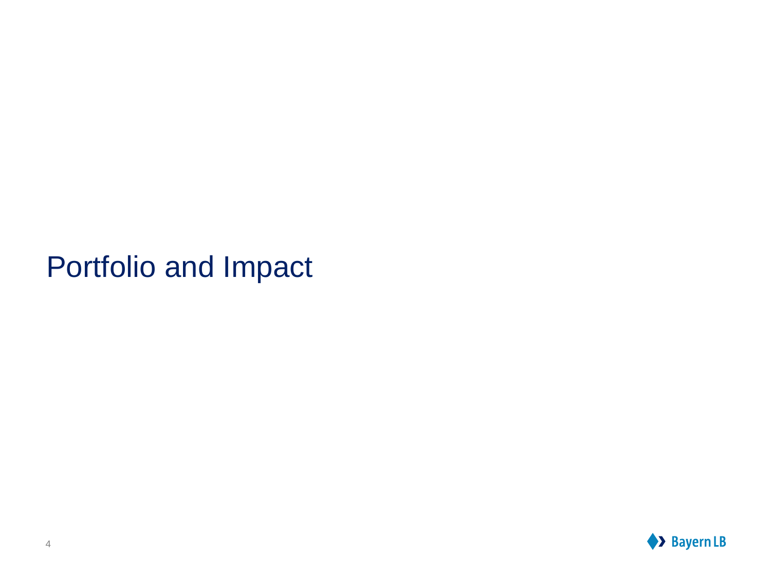# Portfolio and Impact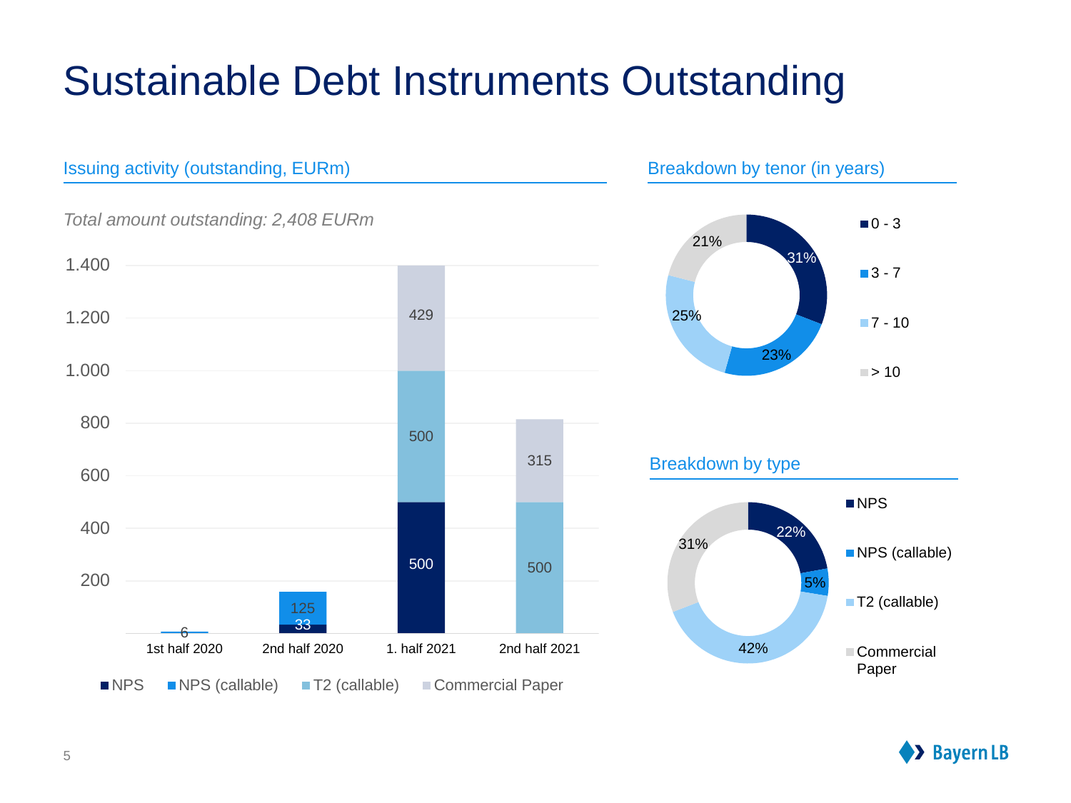# Sustainable Debt Instruments Outstanding

## Issuing activity (outstanding, EURm)

*Total amount outstanding: 2,408 EURm*

| Period | NPS | NPS (callable) | T2 (callable) | Commercial Paper |
|---|---|---|---|---|
| 1st half 2020 | | 6 | | |
| 2nd half 2020 | 33 | 125 | | |
| 1. half 2021 | 500 | | 500 | 429 |
| 2nd half 2021 | | | 500 | 315 |

## Breakdown by tenor (in years)

| Tenor | Share |
|---|---|
| 0 - 3 | 31% |
| 3 - 7 | 23% |
| 7 - 10 | 25% |
| > 10 | 21% |

## Breakdown by type

| Type | Share |
|---|---|
| NPS | 22% |
| NPS (callable) | 5% |
| T2 (callable) | 42% |
| Commercial Paper | 31% |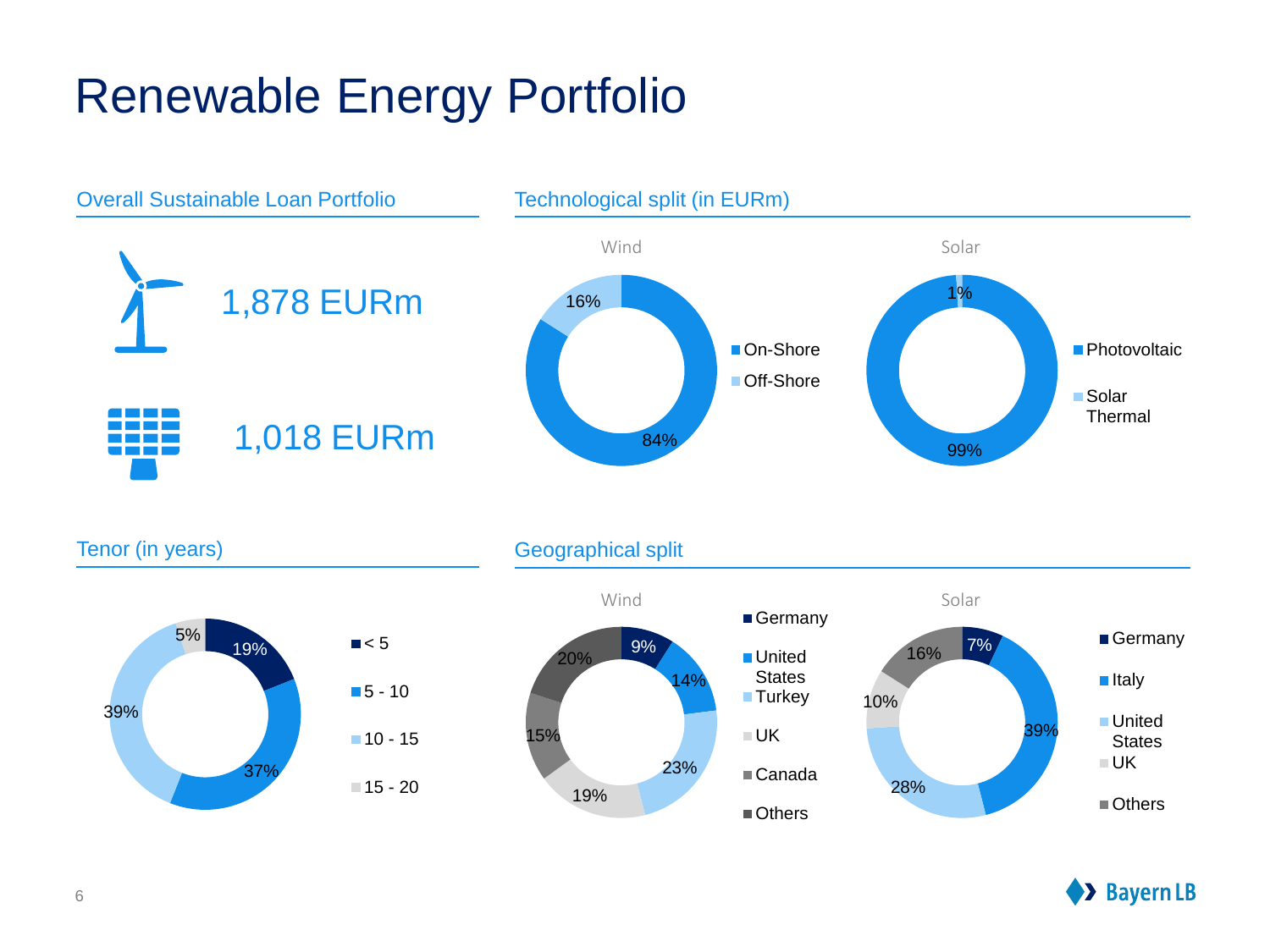# Renewable Energy Portfolio

## Overall Sustainable Loan Portfolio

1,878 EURm

1,018 EURm

## Technological split (in EURm)

**Wind**

| Category | Share |
|---|---|
| On-Shore | 84% |
| Off-Shore | 16% |

**Solar**

| Category | Share |
|---|---|
| Photovoltaic | 99% |
| Solar Thermal | 1% |

## Tenor (in years)

| Tenor | Share |
|---|---|
| < 5 | 19% |
| 5 - 10 | 37% |
| 10 - 15 | 39% |
| 15 - 20 | 5% |

## Geographical split

**Wind**

| Country | Share |
|---|---|
| Germany | 9% |
| United States | 14% |
| Turkey | 23% |
| UK | 19% |
| Canada | 15% |
| Others | 20% |

**Solar**

| Country | Share |
|---|---|
| Germany | 7% |
| Italy | 39% |
| United States | 28% |
| UK | 10% |
| Others | 16% |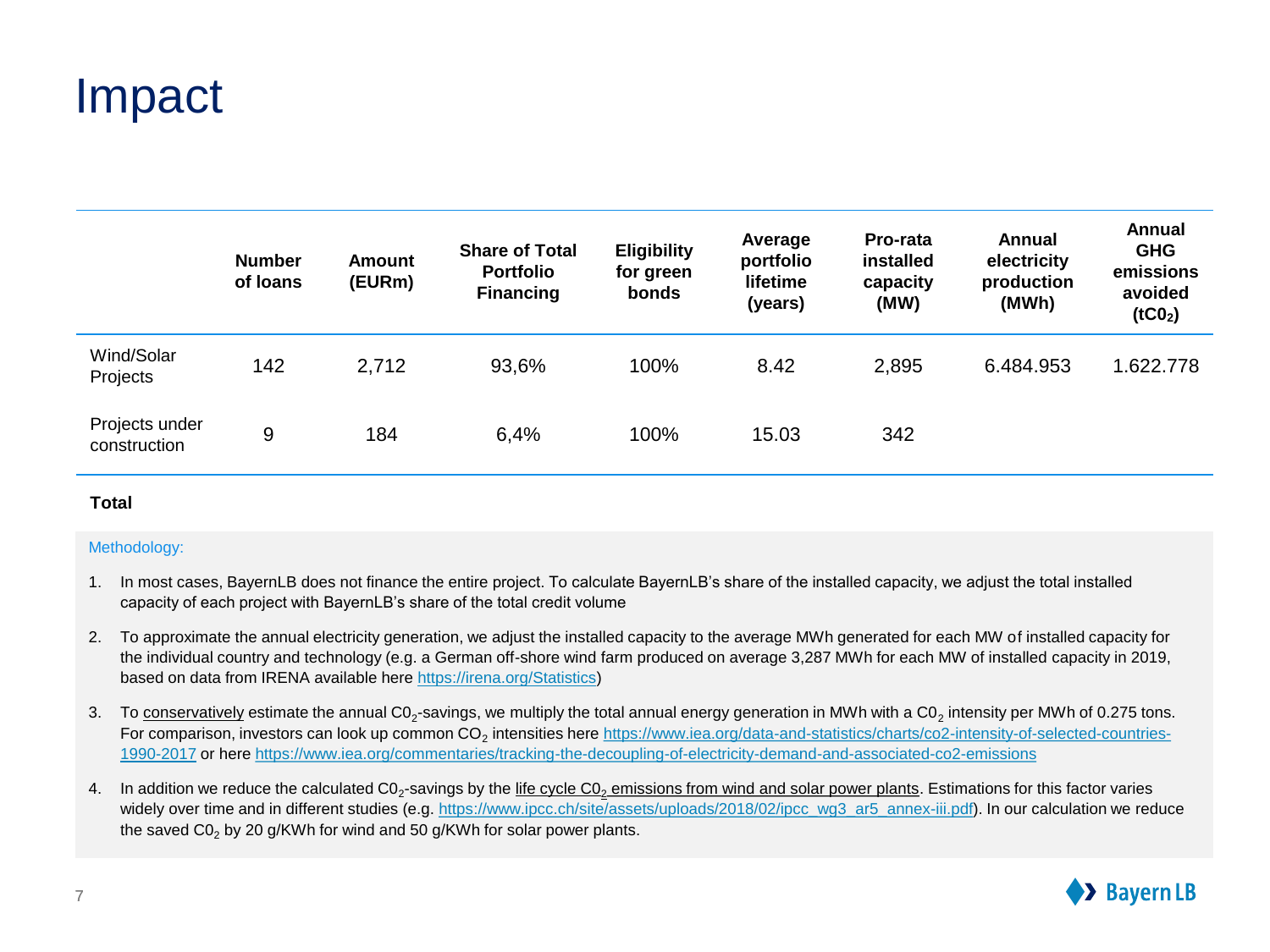# Impact

| | Number of loans | Amount (EURm) | Share of Total Portfolio Financing | Eligibility for green bonds | Average portfolio lifetime (years) | Pro-rata installed capacity (MW) | Annual electricity production (MWh) | Annual GHG emissions avoided ($tC0_2$) |
|---|---|---|---|---|---|---|---|---|
| Wind/Solar Projects | 142 | 2,712 | 93,6% | 100% | 8.42 | 2,895 | 6.484.953 | 1.622.778 |
| Projects under construction | 9 | 184 | 6,4% | 100% | 15.03 | 342 | | |
| **Total** | | | | | | | | |

Methodology:

1. In most cases, BayernLB does not finance the entire project. To calculate BayernLB's share of the installed capacity, we adjust the total installed capacity of each project with BayernLB's share of the total credit volume
2. To approximate the annual electricity generation, we adjust the installed capacity to the average MWh generated for each MW of installed capacity for the individual country and technology (e.g. a German off-shore wind farm produced on average 3,287 MWh for each MW of installed capacity in 2019, based on data from IRENA available here https://irena.org/Statistics)
3. To conservatively estimate the annual $C0_2$-savings, we multiply the total annual energy generation in MWh with a $C0_2$ intensity per MWh of 0.275 tons. For comparison, investors can look up common $CO_2$ intensities here https://www.iea.org/data-and-statistics/charts/co2-intensity-of-selected-countries-1990-2017 or here https://www.iea.org/commentaries/tracking-the-decoupling-of-electricity-demand-and-associated-co2-emissions
4. In addition we reduce the calculated $C0_2$-savings by the life cycle $C0_2$ emissions from wind and solar power plants. Estimations for this factor varies widely over time and in different studies (e.g. https://www.ipcc.ch/site/assets/uploads/2018/02/ipcc_wg3_ar5_annex-iii.pdf). In our calculation we reduce the saved $C0_2$ by 20 g/KWh for wind and 50 g/KWh for solar power plants.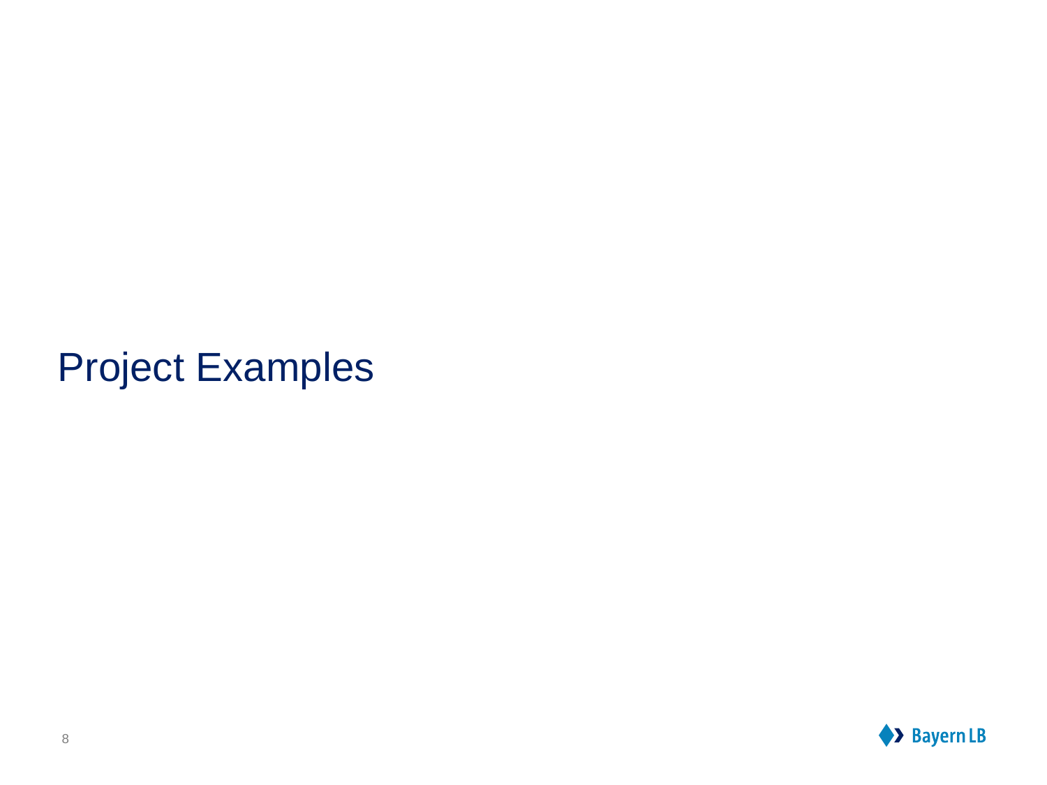# Project Examples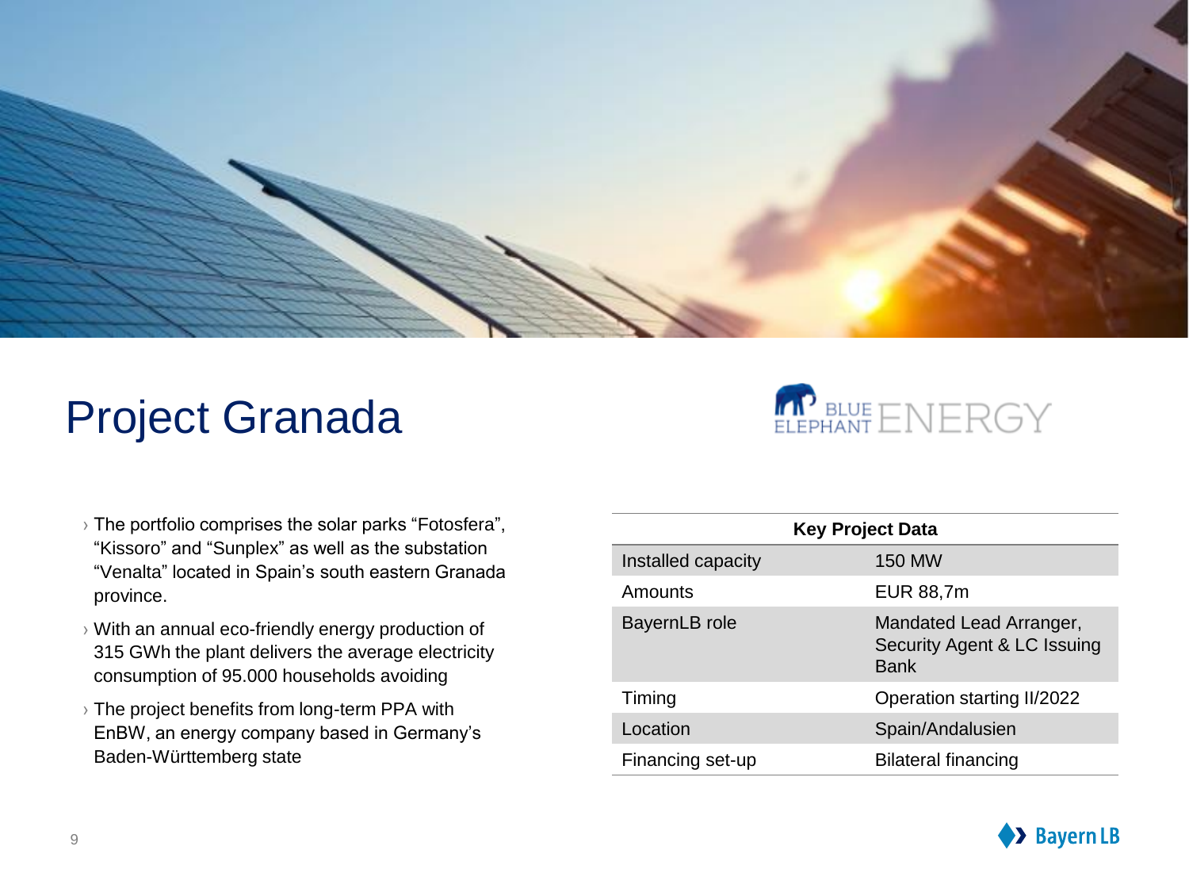# Project Granada

- The portfolio comprises the solar parks "Fotosfera", "Kissoro" and "Sunplex" as well as the substation "Venalta" located in Spain's south eastern Granada province.
- With an annual eco-friendly energy production of 315 GWh the plant delivers the average electricity consumption of 95.000 households avoiding
- The project benefits from long-term PPA with EnBW, an energy company based in Germany's Baden-Württemberg state

| Key Project Data | |
|---|---|
| Installed capacity | 150 MW |
| Amounts | EUR 88,7m |
| BayernLB role | Mandated Lead Arranger, Security Agent & LC Issuing Bank |
| Timing | Operation starting II/2022 |
| Location | Spain/Andalusien |
| Financing set-up | Bilateral financing |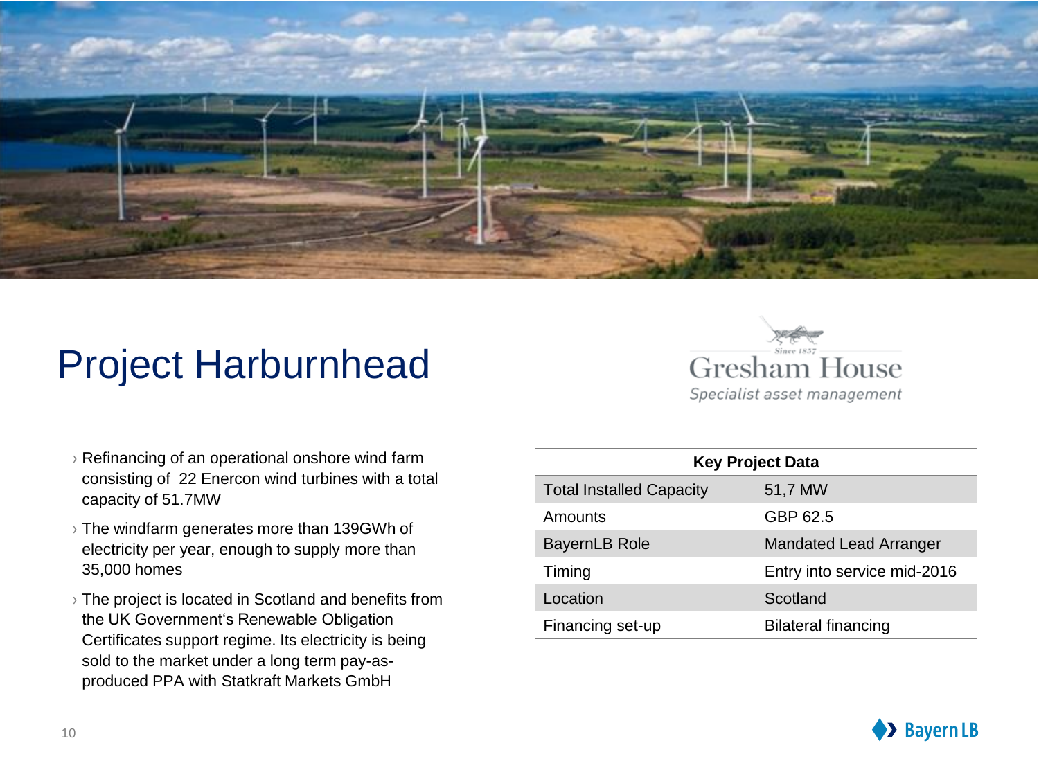# Project Harburnhead

Gresham House
*Specialist asset management*

- Refinancing of an operational onshore wind farm consisting of 22 Enercon wind turbines with a total capacity of 51.7MW
- The windfarm generates more than 139GWh of electricity per year, enough to supply more than 35,000 homes
- The project is located in Scotland and benefits from the UK Government's Renewable Obligation Certificates support regime. Its electricity is being sold to the market under a long term pay-as-produced PPA with Statkraft Markets GmbH

| Key Project Data | |
|---|---|
| Total Installed Capacity | 51,7 MW |
| Amounts | GBP 62.5 |
| BayernLB Role | Mandated Lead Arranger |
| Timing | Entry into service mid-2016 |
| Location | Scotland |
| Financing set-up | Bilateral financing |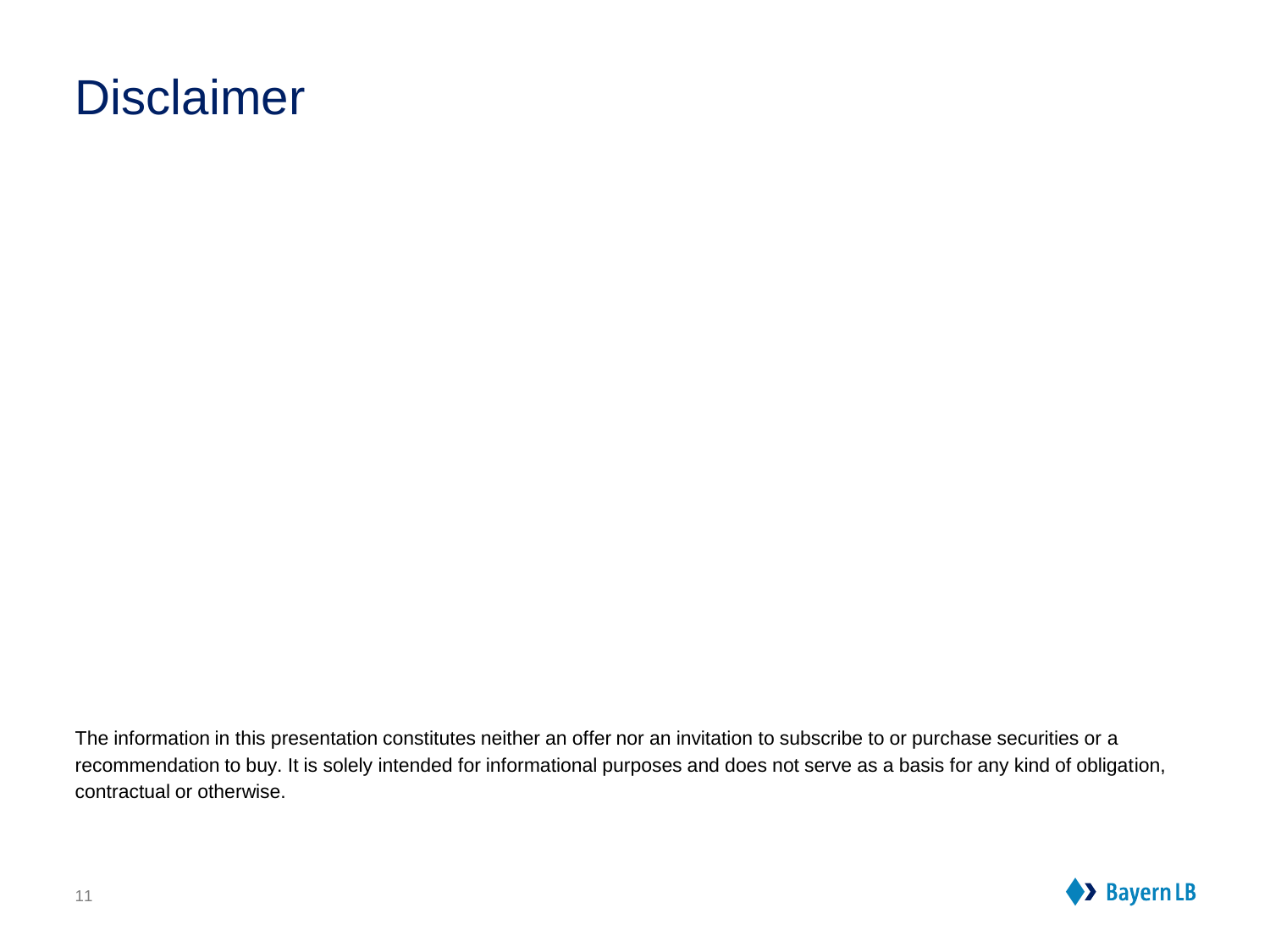# Disclaimer

The information in this presentation constitutes neither an offer nor an invitation to subscribe to or purchase securities or a recommendation to buy. It is solely intended for informational purposes and does not serve as a basis for any kind of obligation, contractual or otherwise.